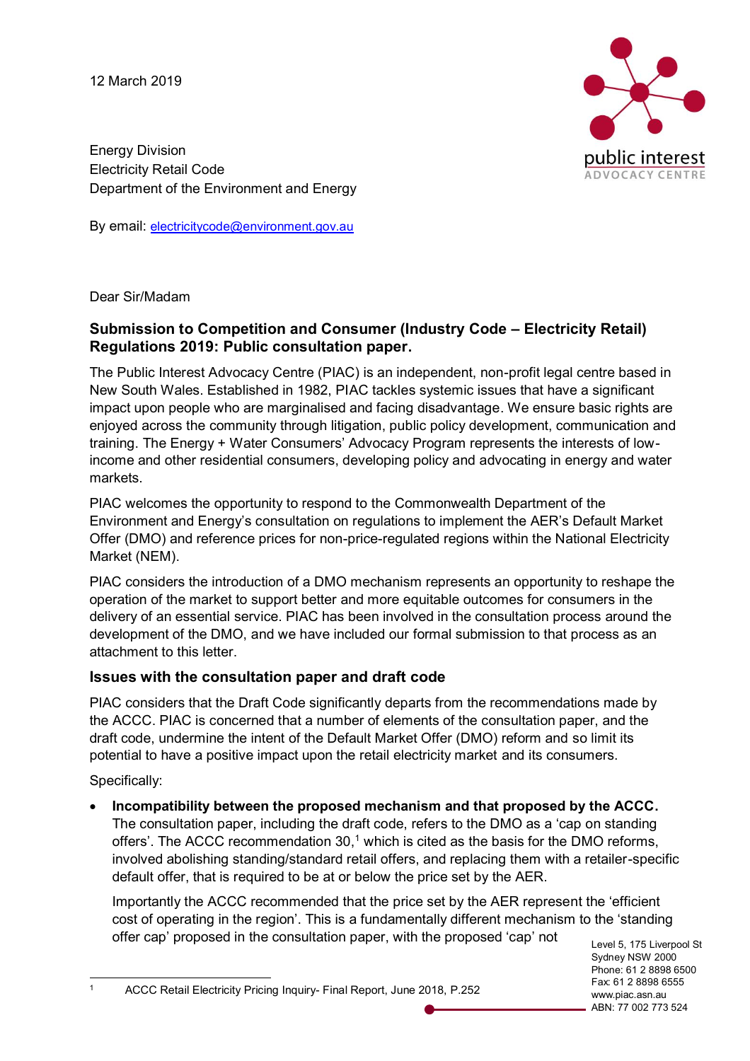12 March 2019

Energy Division
Electricity Retail Code
Department of the Environment and Energy

By email: electricitycode@environment.gov.au

Dear Sir/Madam

**Submission to Competition and Consumer (Industry Code – Electricity Retail) Regulations 2019: Public consultation paper.**

The Public Interest Advocacy Centre (PIAC) is an independent, non-profit legal centre based in New South Wales. Established in 1982, PIAC tackles systemic issues that have a significant impact upon people who are marginalised and facing disadvantage. We ensure basic rights are enjoyed across the community through litigation, public policy development, communication and training. The Energy + Water Consumers' Advocacy Program represents the interests of low-income and other residential consumers, developing policy and advocating in energy and water markets.

PIAC welcomes the opportunity to respond to the Commonwealth Department of the Environment and Energy's consultation on regulations to implement the AER's Default Market Offer (DMO) and reference prices for non-price-regulated regions within the National Electricity Market (NEM).

PIAC considers the introduction of a DMO mechanism represents an opportunity to reshape the operation of the market to support better and more equitable outcomes for consumers in the delivery of an essential service. PIAC has been involved in the consultation process around the development of the DMO, and we have included our formal submission to that process as an attachment to this letter.

## Issues with the consultation paper and draft code

PIAC considers that the Draft Code significantly departs from the recommendations made by the ACCC. PIAC is concerned that a number of elements of the consultation paper, and the draft code, undermine the intent of the Default Market Offer (DMO) reform and so limit its potential to have a positive impact upon the retail electricity market and its consumers.

Specifically:

- **Incompatibility between the proposed mechanism and that proposed by the ACCC.** The consultation paper, including the draft code, refers to the DMO as a 'cap on standing offers'. The ACCC recommendation 30,[1] which is cited as the basis for the DMO reforms, involved abolishing standing/standard retail offers, and replacing them with a retailer-specific default offer, that is required to be at or below the price set by the AER.

  Importantly the ACCC recommended that the price set by the AER represent the 'efficient cost of operating in the region'. This is a fundamentally different mechanism to the 'standing offer cap' proposed in the consultation paper, with the proposed 'cap' not

[1] ACCC Retail Electricity Pricing Inquiry- Final Report, June 2018, P.252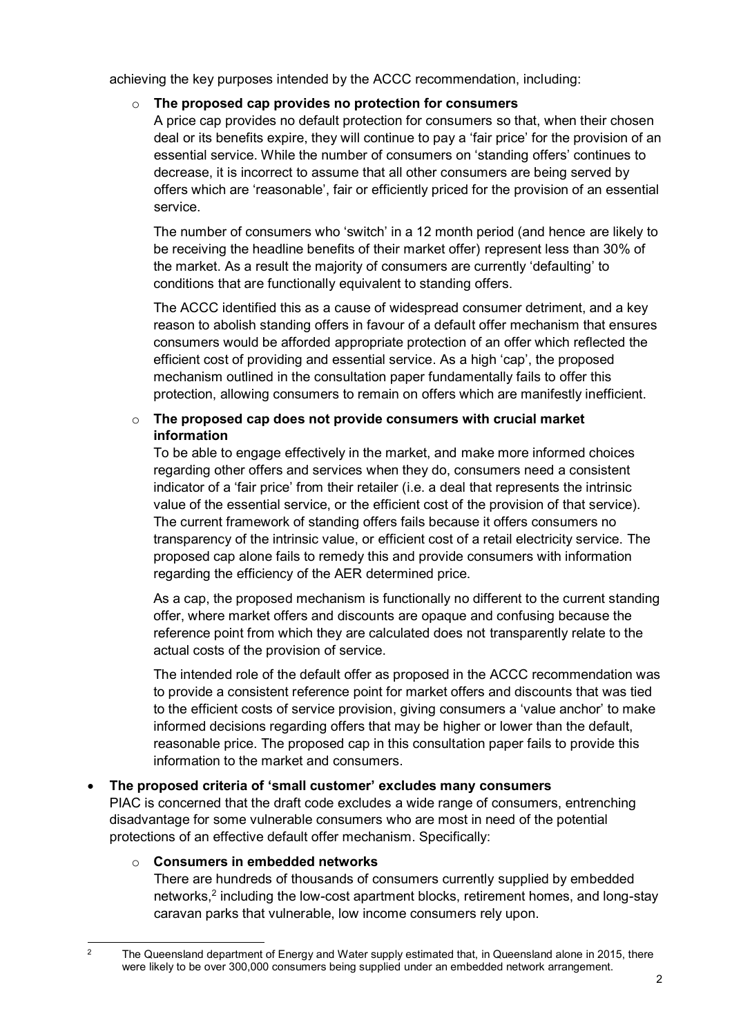achieving the key purposes intended by the ACCC recommendation, including:

- **The proposed cap provides no protection for consumers**
  A price cap provides no default protection for consumers so that, when their chosen deal or its benefits expire, they will continue to pay a 'fair price' for the provision of an essential service. While the number of consumers on 'standing offers' continues to decrease, it is incorrect to assume that all other consumers are being served by offers which are 'reasonable', fair or efficiently priced for the provision of an essential service.

  The number of consumers who 'switch' in a 12 month period (and hence are likely to be receiving the headline benefits of their market offer) represent less than 30% of the market. As a result the majority of consumers are currently 'defaulting' to conditions that are functionally equivalent to standing offers.

  The ACCC identified this as a cause of widespread consumer detriment, and a key reason to abolish standing offers in favour of a default offer mechanism that ensures consumers would be afforded appropriate protection of an offer which reflected the efficient cost of providing and essential service. As a high 'cap', the proposed mechanism outlined in the consultation paper fundamentally fails to offer this protection, allowing consumers to remain on offers which are manifestly inefficient.

- **The proposed cap does not provide consumers with crucial market information**
  To be able to engage effectively in the market, and make more informed choices regarding other offers and services when they do, consumers need a consistent indicator of a 'fair price' from their retailer (i.e. a deal that represents the intrinsic value of the essential service, or the efficient cost of the provision of that service). The current framework of standing offers fails because it offers consumers no transparency of the intrinsic value, or efficient cost of a retail electricity service. The proposed cap alone fails to remedy this and provide consumers with information regarding the efficiency of the AER determined price.

  As a cap, the proposed mechanism is functionally no different to the current standing offer, where market offers and discounts are opaque and confusing because the reference point from which they are calculated does not transparently relate to the actual costs of the provision of service.

  The intended role of the default offer as proposed in the ACCC recommendation was to provide a consistent reference point for market offers and discounts that was tied to the efficient costs of service provision, giving consumers a 'value anchor' to make informed decisions regarding offers that may be higher or lower than the default, reasonable price. The proposed cap in this consultation paper fails to provide this information to the market and consumers.

- **The proposed criteria of 'small customer' excludes many consumers**
  PIAC is concerned that the draft code excludes a wide range of consumers, entrenching disadvantage for some vulnerable consumers who are most in need of the potential protections of an effective default offer mechanism. Specifically:

  - **Consumers in embedded networks**
    There are hundreds of thousands of consumers currently supplied by embedded networks,[2] including the low-cost apartment blocks, retirement homes, and long-stay caravan parks that vulnerable, low income consumers rely upon.

[2] The Queensland department of Energy and Water supply estimated that, in Queensland alone in 2015, there were likely to be over 300,000 consumers being supplied under an embedded network arrangement.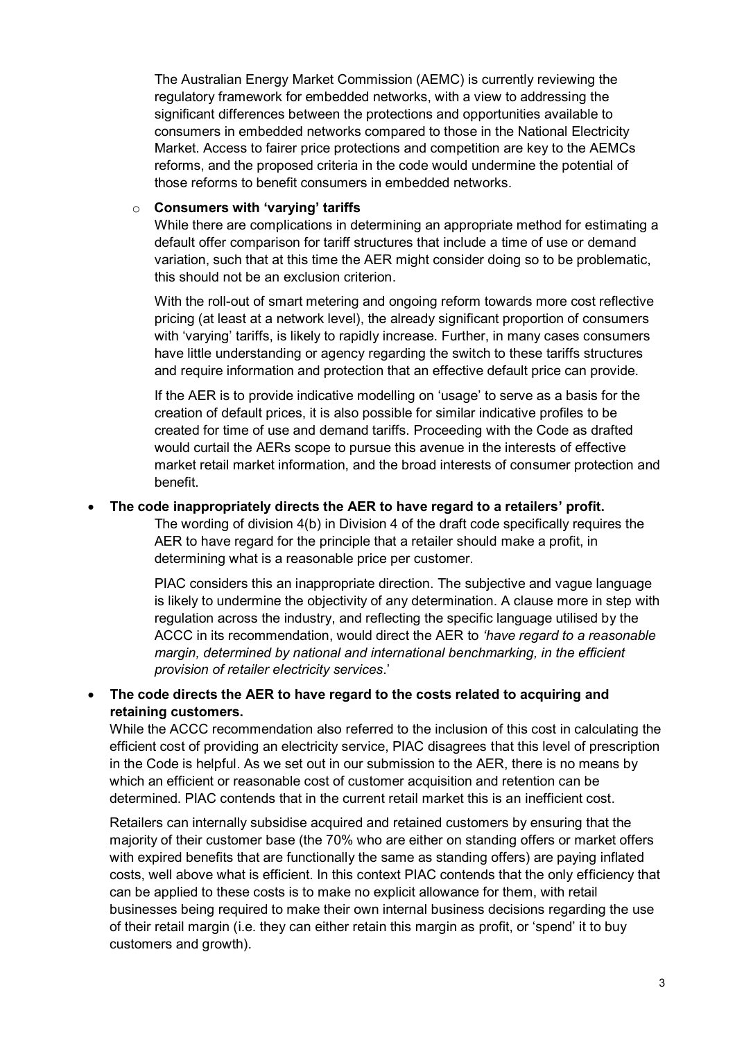The Australian Energy Market Commission (AEMC) is currently reviewing the regulatory framework for embedded networks, with a view to addressing the significant differences between the protections and opportunities available to consumers in embedded networks compared to those in the National Electricity Market. Access to fairer price protections and competition are key to the AEMCs reforms, and the proposed criteria in the code would undermine the potential of those reforms to benefit consumers in embedded networks.

- **Consumers with 'varying' tariffs**

  While there are complications in determining an appropriate method for estimating a default offer comparison for tariff structures that include a time of use or demand variation, such that at this time the AER might consider doing so to be problematic, this should not be an exclusion criterion.

  With the roll-out of smart metering and ongoing reform towards more cost reflective pricing (at least at a network level), the already significant proportion of consumers with 'varying' tariffs, is likely to rapidly increase. Further, in many cases consumers have little understanding or agency regarding the switch to these tariffs structures and require information and protection that an effective default price can provide.

  If the AER is to provide indicative modelling on 'usage' to serve as a basis for the creation of default prices, it is also possible for similar indicative profiles to be created for time of use and demand tariffs. Proceeding with the Code as drafted would curtail the AERs scope to pursue this avenue in the interests of effective market retail market information, and the broad interests of consumer protection and benefit.

- **The code inappropriately directs the AER to have regard to a retailers' profit.**

  The wording of division 4(b) in Division 4 of the draft code specifically requires the AER to have regard for the principle that a retailer should make a profit, in determining what is a reasonable price per customer.

  PIAC considers this an inappropriate direction. The subjective and vague language is likely to undermine the objectivity of any determination. A clause more in step with regulation across the industry, and reflecting the specific language utilised by the ACCC in its recommendation, would direct the AER to *'have regard to a reasonable margin, determined by national and international benchmarking, in the efficient provision of retailer electricity services*.'

- **The code directs the AER to have regard to the costs related to acquiring and retaining customers.**

  While the ACCC recommendation also referred to the inclusion of this cost in calculating the efficient cost of providing an electricity service, PIAC disagrees that this level of prescription in the Code is helpful. As we set out in our submission to the AER, there is no means by which an efficient or reasonable cost of customer acquisition and retention can be determined. PIAC contends that in the current retail market this is an inefficient cost.

  Retailers can internally subsidise acquired and retained customers by ensuring that the majority of their customer base (the 70% who are either on standing offers or market offers with expired benefits that are functionally the same as standing offers) are paying inflated costs, well above what is efficient. In this context PIAC contends that the only efficiency that can be applied to these costs is to make no explicit allowance for them, with retail businesses being required to make their own internal business decisions regarding the use of their retail margin (i.e. they can either retain this margin as profit, or 'spend' it to buy customers and growth).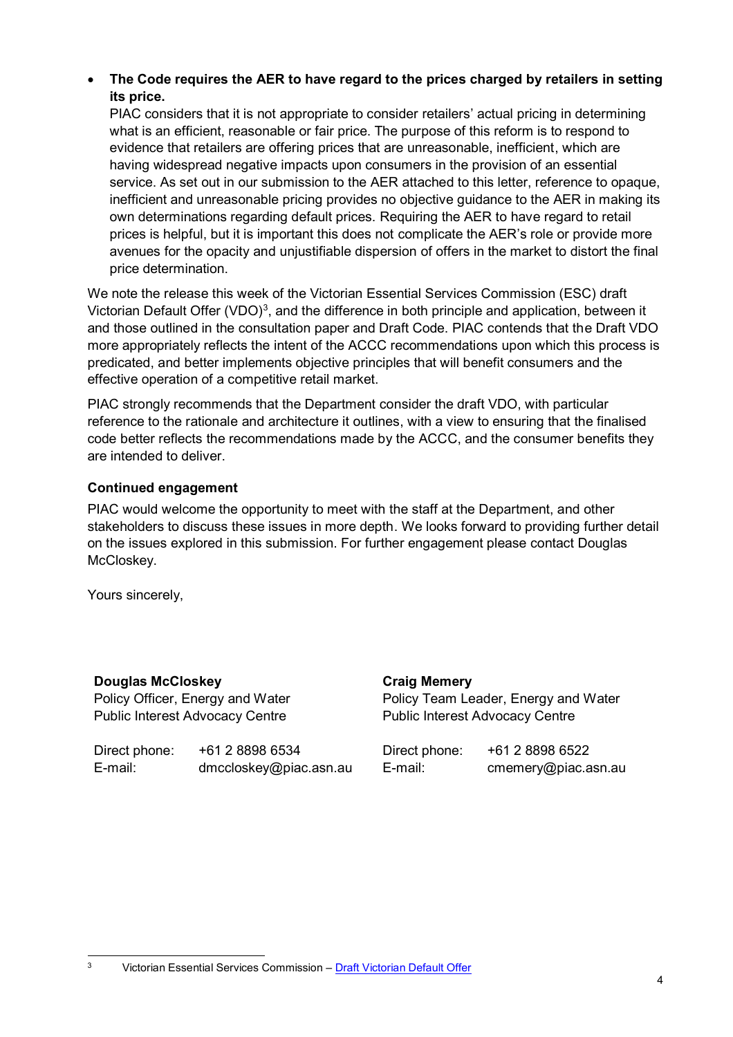- **The Code requires the AER to have regard to the prices charged by retailers in setting its price.**
  PIAC considers that it is not appropriate to consider retailers' actual pricing in determining what is an efficient, reasonable or fair price. The purpose of this reform is to respond to evidence that retailers are offering prices that are unreasonable, inefficient, which are having widespread negative impacts upon consumers in the provision of an essential service. As set out in our submission to the AER attached to this letter, reference to opaque, inefficient and unreasonable pricing provides no objective guidance to the AER in making its own determinations regarding default prices. Requiring the AER to have regard to retail prices is helpful, but it is important this does not complicate the AER's role or provide more avenues for the opacity and unjustifiable dispersion of offers in the market to distort the final price determination.

We note the release this week of the Victorian Essential Services Commission (ESC) draft Victorian Default Offer (VDO)[3], and the difference in both principle and application, between it and those outlined in the consultation paper and Draft Code. PIAC contends that the Draft VDO more appropriately reflects the intent of the ACCC recommendations upon which this process is predicated, and better implements objective principles that will benefit consumers and the effective operation of a competitive retail market.

PIAC strongly recommends that the Department consider the draft VDO, with particular reference to the rationale and architecture it outlines, with a view to ensuring that the finalised code better reflects the recommendations made by the ACCC, and the consumer benefits they are intended to deliver.

**Continued engagement**

PIAC would welcome the opportunity to meet with the staff at the Department, and other stakeholders to discuss these issues in more depth. We looks forward to providing further detail on the issues explored in this submission. For further engagement please contact Douglas McCloskey.

Yours sincerely,

**Douglas McCloskey**
Policy Officer, Energy and Water
Public Interest Advocacy Centre

Direct phone: +61 2 8898 6534
E-mail: dmccloskey@piac.asn.au

**Craig Memery**
Policy Team Leader, Energy and Water
Public Interest Advocacy Centre

Direct phone: +61 2 8898 6522
E-mail: cmemery@piac.asn.au

---

[3] Victorian Essential Services Commission – Draft Victorian Default Offer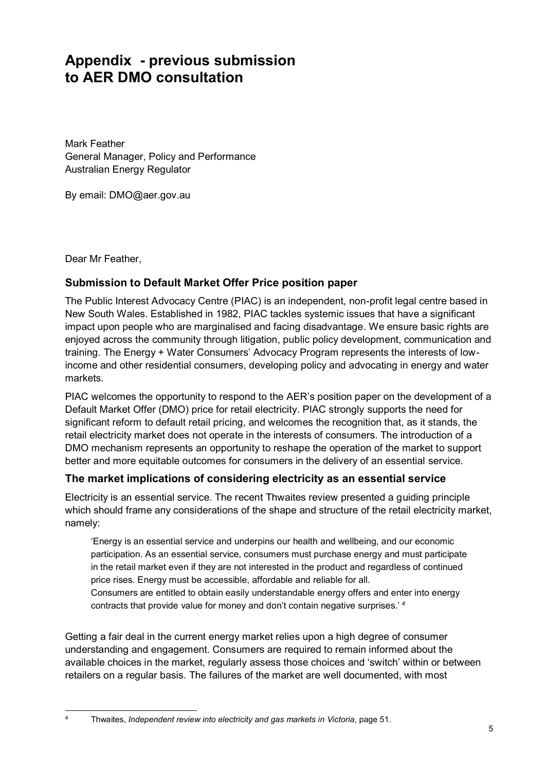# Appendix - previous submission to AER DMO consultation

Mark Feather
General Manager, Policy and Performance
Australian Energy Regulator

By email: DMO@aer.gov.au

Dear Mr Feather,

### Submission to Default Market Offer Price position paper

The Public Interest Advocacy Centre (PIAC) is an independent, non-profit legal centre based in New South Wales. Established in 1982, PIAC tackles systemic issues that have a significant impact upon people who are marginalised and facing disadvantage. We ensure basic rights are enjoyed across the community through litigation, public policy development, communication and training. The Energy + Water Consumers' Advocacy Program represents the interests of low-income and other residential consumers, developing policy and advocating in energy and water markets.

PIAC welcomes the opportunity to respond to the AER's position paper on the development of a Default Market Offer (DMO) price for retail electricity. PIAC strongly supports the need for significant reform to default retail pricing, and welcomes the recognition that, as it stands, the retail electricity market does not operate in the interests of consumers. The introduction of a DMO mechanism represents an opportunity to reshape the operation of the market to support better and more equitable outcomes for consumers in the delivery of an essential service.

### The market implications of considering electricity as an essential service

Electricity is an essential service. The recent Thwaites review presented a guiding principle which should frame any considerations of the shape and structure of the retail electricity market, namely:

> 'Energy is an essential service and underpins our health and wellbeing, and our economic participation. As an essential service, consumers must purchase energy and must participate in the retail market even if they are not interested in the product and regardless of continued price rises. Energy must be accessible, affordable and reliable for all.
> Consumers are entitled to obtain easily understandable energy offers and enter into energy contracts that provide value for money and don't contain negative surprises.' [4]

Getting a fair deal in the current energy market relies upon a high degree of consumer understanding and engagement. Consumers are required to remain informed about the available choices in the market, regularly assess those choices and 'switch' within or between retailers on a regular basis. The failures of the market are well documented, with most

---

[4] Thwaites, *Independent review into electricity and gas markets in Victoria*, page 51.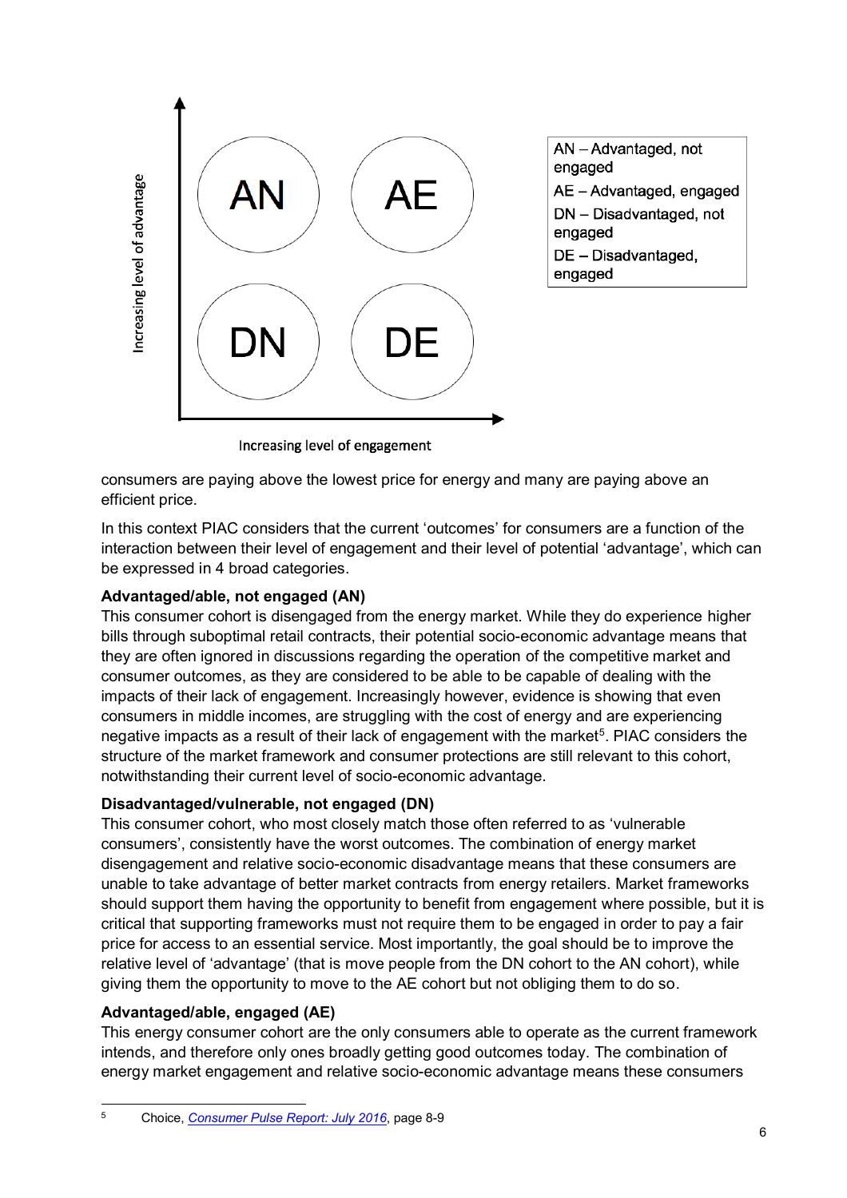AN – Advantaged, not engaged
AE – Advantaged, engaged
DN – Disadvantaged, not engaged
DE – Disadvantaged, engaged

consumers are paying above the lowest price for energy and many are paying above an efficient price.

In this context PIAC considers that the current 'outcomes' for consumers are a function of the interaction between their level of engagement and their level of potential 'advantage', which can be expressed in 4 broad categories.

**Advantaged/able, not engaged (AN)**

This consumer cohort is disengaged from the energy market. While they do experience higher bills through suboptimal retail contracts, their potential socio-economic advantage means that they are often ignored in discussions regarding the operation of the competitive market and consumer outcomes, as they are considered to be able to be capable of dealing with the impacts of their lack of engagement. Increasingly however, evidence is showing that even consumers in middle incomes, are struggling with the cost of energy and are experiencing negative impacts as a result of their lack of engagement with the market[5]. PIAC considers the structure of the market framework and consumer protections are still relevant to this cohort, notwithstanding their current level of socio-economic advantage.

**Disadvantaged/vulnerable, not engaged (DN)**

This consumer cohort, who most closely match those often referred to as 'vulnerable consumers', consistently have the worst outcomes. The combination of energy market disengagement and relative socio-economic disadvantage means that these consumers are unable to take advantage of better market contracts from energy retailers. Market frameworks should support them having the opportunity to benefit from engagement where possible, but it is critical that supporting frameworks must not require them to be engaged in order to pay a fair price for access to an essential service. Most importantly, the goal should be to improve the relative level of 'advantage' (that is move people from the DN cohort to the AN cohort), while giving them the opportunity to move to the AE cohort but not obliging them to do so.

**Advantaged/able, engaged (AE)**

This energy consumer cohort are the only consumers able to operate as the current framework intends, and therefore only ones broadly getting good outcomes today. The combination of energy market engagement and relative socio-economic advantage means these consumers

---

[5] Choice, *Consumer Pulse Report: July 2016*, page 8-9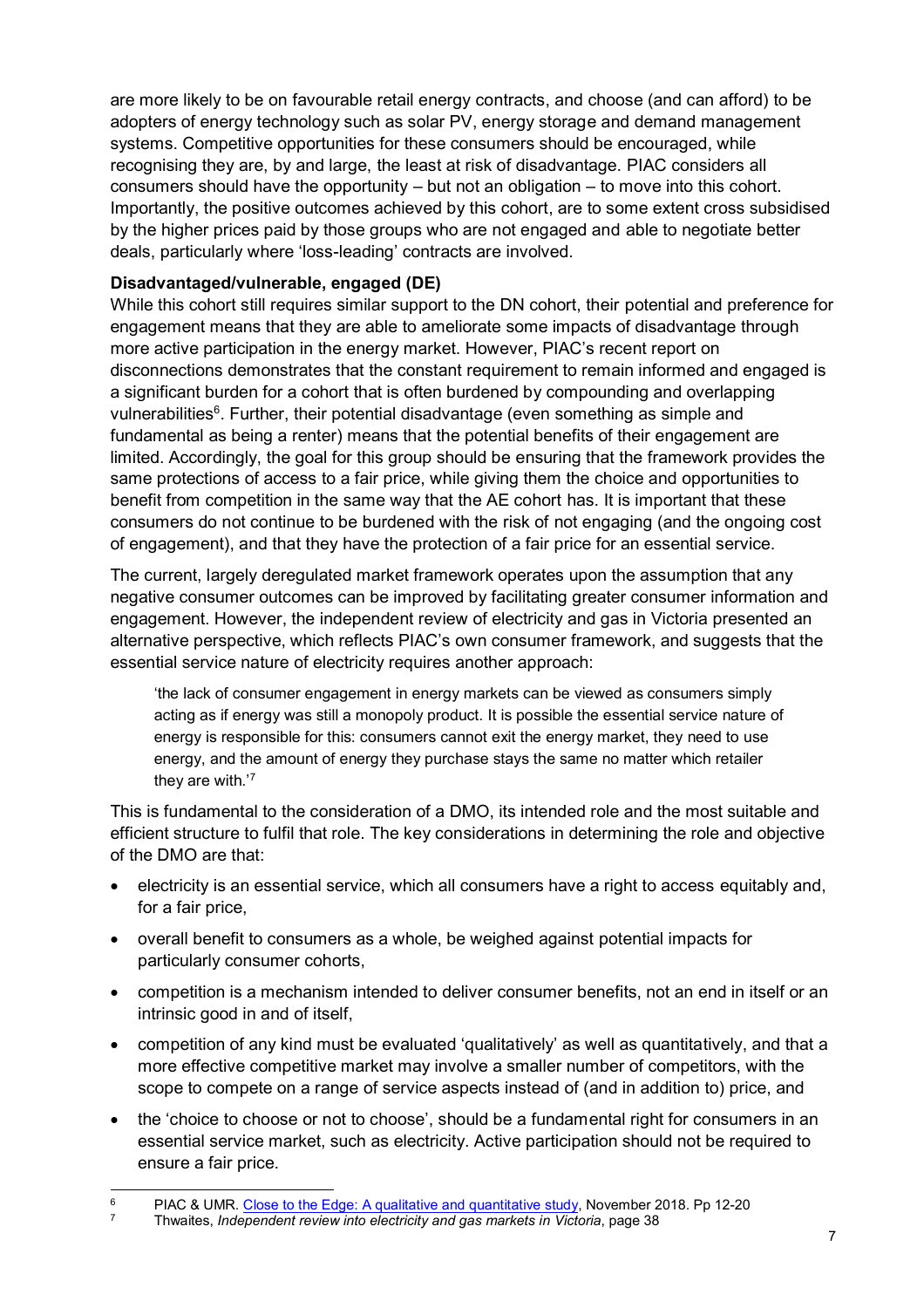are more likely to be on favourable retail energy contracts, and choose (and can afford) to be adopters of energy technology such as solar PV, energy storage and demand management systems. Competitive opportunities for these consumers should be encouraged, while recognising they are, by and large, the least at risk of disadvantage. PIAC considers all consumers should have the opportunity – but not an obligation – to move into this cohort. Importantly, the positive outcomes achieved by this cohort, are to some extent cross subsidised by the higher prices paid by those groups who are not engaged and able to negotiate better deals, particularly where 'loss-leading' contracts are involved.

**Disadvantaged/vulnerable, engaged (DE)**

While this cohort still requires similar support to the DN cohort, their potential and preference for engagement means that they are able to ameliorate some impacts of disadvantage through more active participation in the energy market. However, PIAC's recent report on disconnections demonstrates that the constant requirement to remain informed and engaged is a significant burden for a cohort that is often burdened by compounding and overlapping vulnerabilities[6]. Further, their potential disadvantage (even something as simple and fundamental as being a renter) means that the potential benefits of their engagement are limited. Accordingly, the goal for this group should be ensuring that the framework provides the same protections of access to a fair price, while giving them the choice and opportunities to benefit from competition in the same way that the AE cohort has. It is important that these consumers do not continue to be burdened with the risk of not engaging (and the ongoing cost of engagement), and that they have the protection of a fair price for an essential service.

The current, largely deregulated market framework operates upon the assumption that any negative consumer outcomes can be improved by facilitating greater consumer information and engagement. However, the independent review of electricity and gas in Victoria presented an alternative perspective, which reflects PIAC's own consumer framework, and suggests that the essential service nature of electricity requires another approach:

> 'the lack of consumer engagement in energy markets can be viewed as consumers simply acting as if energy was still a monopoly product. It is possible the essential service nature of energy is responsible for this: consumers cannot exit the energy market, they need to use energy, and the amount of energy they purchase stays the same no matter which retailer they are with.'[7]

This is fundamental to the consideration of a DMO, its intended role and the most suitable and efficient structure to fulfil that role. The key considerations in determining the role and objective of the DMO are that:

- electricity is an essential service, which all consumers have a right to access equitably and, for a fair price,
- overall benefit to consumers as a whole, be weighed against potential impacts for particularly consumer cohorts,
- competition is a mechanism intended to deliver consumer benefits, not an end in itself or an intrinsic good in and of itself,
- competition of any kind must be evaluated 'qualitatively' as well as quantitatively, and that a more effective competitive market may involve a smaller number of competitors, with the scope to compete on a range of service aspects instead of (and in addition to) price, and
- the 'choice to choose or not to choose', should be a fundamental right for consumers in an essential service market, such as electricity. Active participation should not be required to ensure a fair price.

---

[6] PIAC & UMR. Close to the Edge: A qualitative and quantitative study, November 2018. Pp 12-20

[7] Thwaites, *Independent review into electricity and gas markets in Victoria*, page 38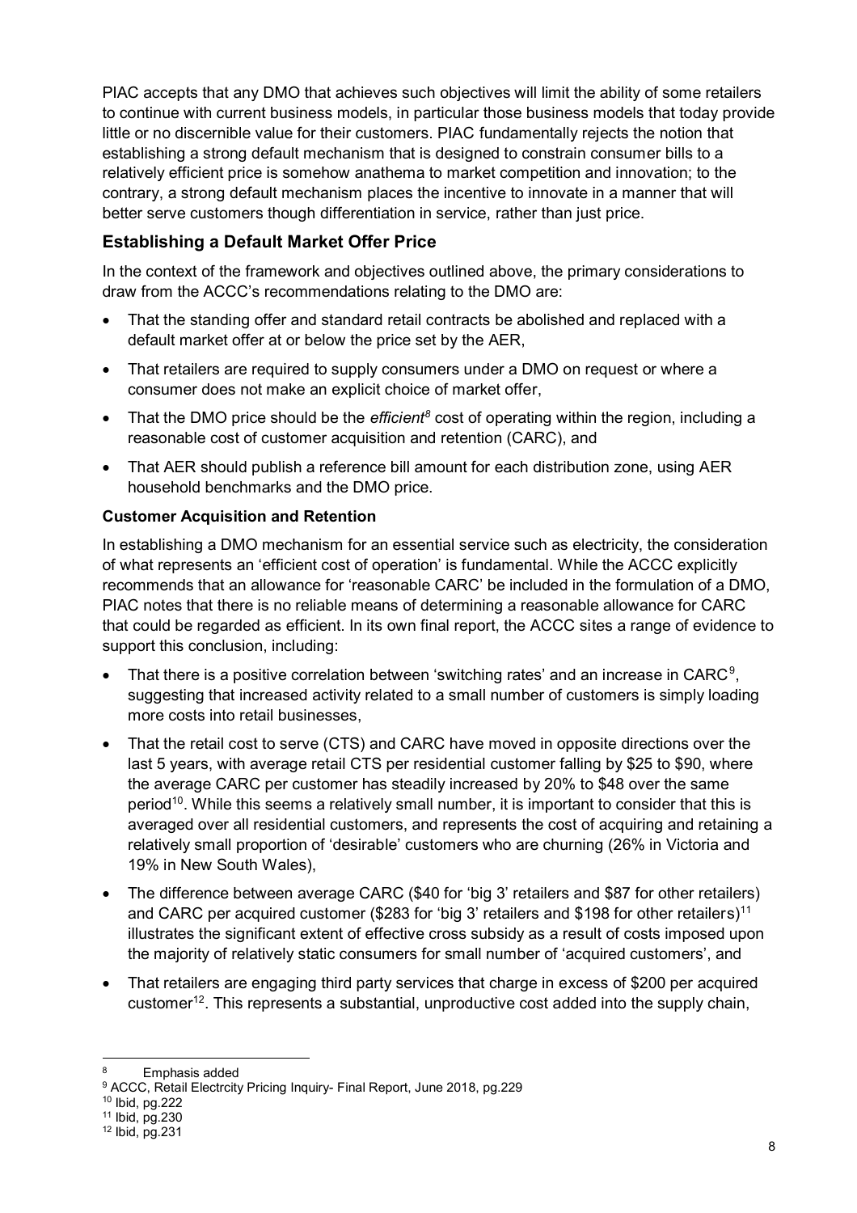PIAC accepts that any DMO that achieves such objectives will limit the ability of some retailers to continue with current business models, in particular those business models that today provide little or no discernible value for their customers. PIAC fundamentally rejects the notion that establishing a strong default mechanism that is designed to constrain consumer bills to a relatively efficient price is somehow anathema to market competition and innovation; to the contrary, a strong default mechanism places the incentive to innovate in a manner that will better serve customers though differentiation in service, rather than just price.

## Establishing a Default Market Offer Price

In the context of the framework and objectives outlined above, the primary considerations to draw from the ACCC's recommendations relating to the DMO are:

- That the standing offer and standard retail contracts be abolished and replaced with a default market offer at or below the price set by the AER,
- That retailers are required to supply consumers under a DMO on request or where a consumer does not make an explicit choice of market offer,
- That the DMO price should be the *efficient*[8] cost of operating within the region, including a reasonable cost of customer acquisition and retention (CARC), and
- That AER should publish a reference bill amount for each distribution zone, using AER household benchmarks and the DMO price.

### Customer Acquisition and Retention

In establishing a DMO mechanism for an essential service such as electricity, the consideration of what represents an 'efficient cost of operation' is fundamental. While the ACCC explicitly recommends that an allowance for 'reasonable CARC' be included in the formulation of a DMO, PIAC notes that there is no reliable means of determining a reasonable allowance for CARC that could be regarded as efficient. In its own final report, the ACCC sites a range of evidence to support this conclusion, including:

- That there is a positive correlation between 'switching rates' and an increase in CARC[9], suggesting that increased activity related to a small number of customers is simply loading more costs into retail businesses,
- That the retail cost to serve (CTS) and CARC have moved in opposite directions over the last 5 years, with average retail CTS per residential customer falling by $25 to $90, where the average CARC per customer has steadily increased by 20% to $48 over the same period[10]. While this seems a relatively small number, it is important to consider that this is averaged over all residential customers, and represents the cost of acquiring and retaining a relatively small proportion of 'desirable' customers who are churning (26% in Victoria and 19% in New South Wales),
- The difference between average CARC ($40 for 'big 3' retailers and $87 for other retailers) and CARC per acquired customer ($283 for 'big 3' retailers and $198 for other retailers)[11] illustrates the significant extent of effective cross subsidy as a result of costs imposed upon the majority of relatively static consumers for small number of 'acquired customers', and
- That retailers are engaging third party services that charge in excess of $200 per acquired customer[12]. This represents a substantial, unproductive cost added into the supply chain,

---

[8] Emphasis added

[9] ACCC, Retail Electrcity Pricing Inquiry- Final Report, June 2018, pg.229

[10] Ibid, pg.222

[11] Ibid, pg.230

[12] Ibid, pg.231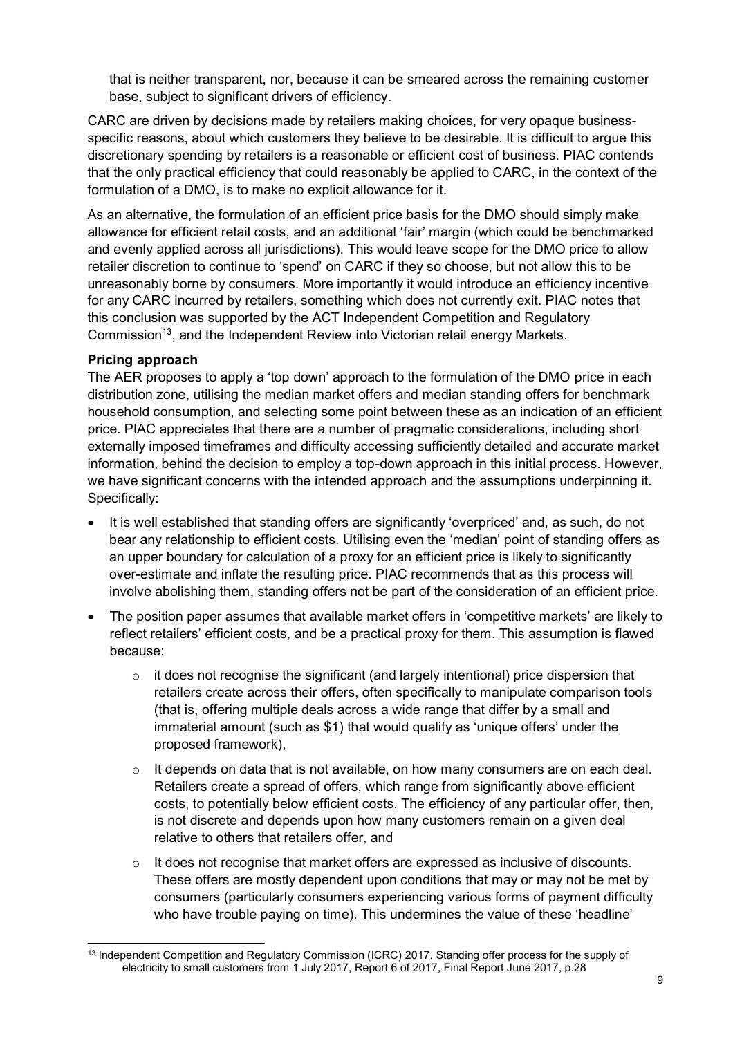that is neither transparent, nor, because it can be smeared across the remaining customer base, subject to significant drivers of efficiency.

CARC are driven by decisions made by retailers making choices, for very opaque business-specific reasons, about which customers they believe to be desirable. It is difficult to argue this discretionary spending by retailers is a reasonable or efficient cost of business. PIAC contends that the only practical efficiency that could reasonably be applied to CARC, in the context of the formulation of a DMO, is to make no explicit allowance for it.

As an alternative, the formulation of an efficient price basis for the DMO should simply make allowance for efficient retail costs, and an additional 'fair' margin (which could be benchmarked and evenly applied across all jurisdictions). This would leave scope for the DMO price to allow retailer discretion to continue to 'spend' on CARC if they so choose, but not allow this to be unreasonably borne by consumers. More importantly it would introduce an efficiency incentive for any CARC incurred by retailers, something which does not currently exit. PIAC notes that this conclusion was supported by the ACT Independent Competition and Regulatory Commission[13], and the Independent Review into Victorian retail energy Markets.

**Pricing approach**

The AER proposes to apply a 'top down' approach to the formulation of the DMO price in each distribution zone, utilising the median market offers and median standing offers for benchmark household consumption, and selecting some point between these as an indication of an efficient price. PIAC appreciates that there are a number of pragmatic considerations, including short externally imposed timeframes and difficulty accessing sufficiently detailed and accurate market information, behind the decision to employ a top-down approach in this initial process. However, we have significant concerns with the intended approach and the assumptions underpinning it. Specifically:

- It is well established that standing offers are significantly 'overpriced' and, as such, do not bear any relationship to efficient costs. Utilising even the 'median' point of standing offers as an upper boundary for calculation of a proxy for an efficient price is likely to significantly over-estimate and inflate the resulting price. PIAC recommends that as this process will involve abolishing them, standing offers not be part of the consideration of an efficient price.
- The position paper assumes that available market offers in 'competitive markets' are likely to reflect retailers' efficient costs, and be a practical proxy for them. This assumption is flawed because:
  - it does not recognise the significant (and largely intentional) price dispersion that retailers create across their offers, often specifically to manipulate comparison tools (that is, offering multiple deals across a wide range that differ by a small and immaterial amount (such as $1) that would qualify as 'unique offers' under the proposed framework),
  - It depends on data that is not available, on how many consumers are on each deal. Retailers create a spread of offers, which range from significantly above efficient costs, to potentially below efficient costs. The efficiency of any particular offer, then, is not discrete and depends upon how many customers remain on a given deal relative to others that retailers offer, and
  - It does not recognise that market offers are expressed as inclusive of discounts. These offers are mostly dependent upon conditions that may or may not be met by consumers (particularly consumers experiencing various forms of payment difficulty who have trouble paying on time). This undermines the value of these 'headline'

[13] Independent Competition and Regulatory Commission (ICRC) 2017, Standing offer process for the supply of electricity to small customers from 1 July 2017, Report 6 of 2017, Final Report June 2017, p.28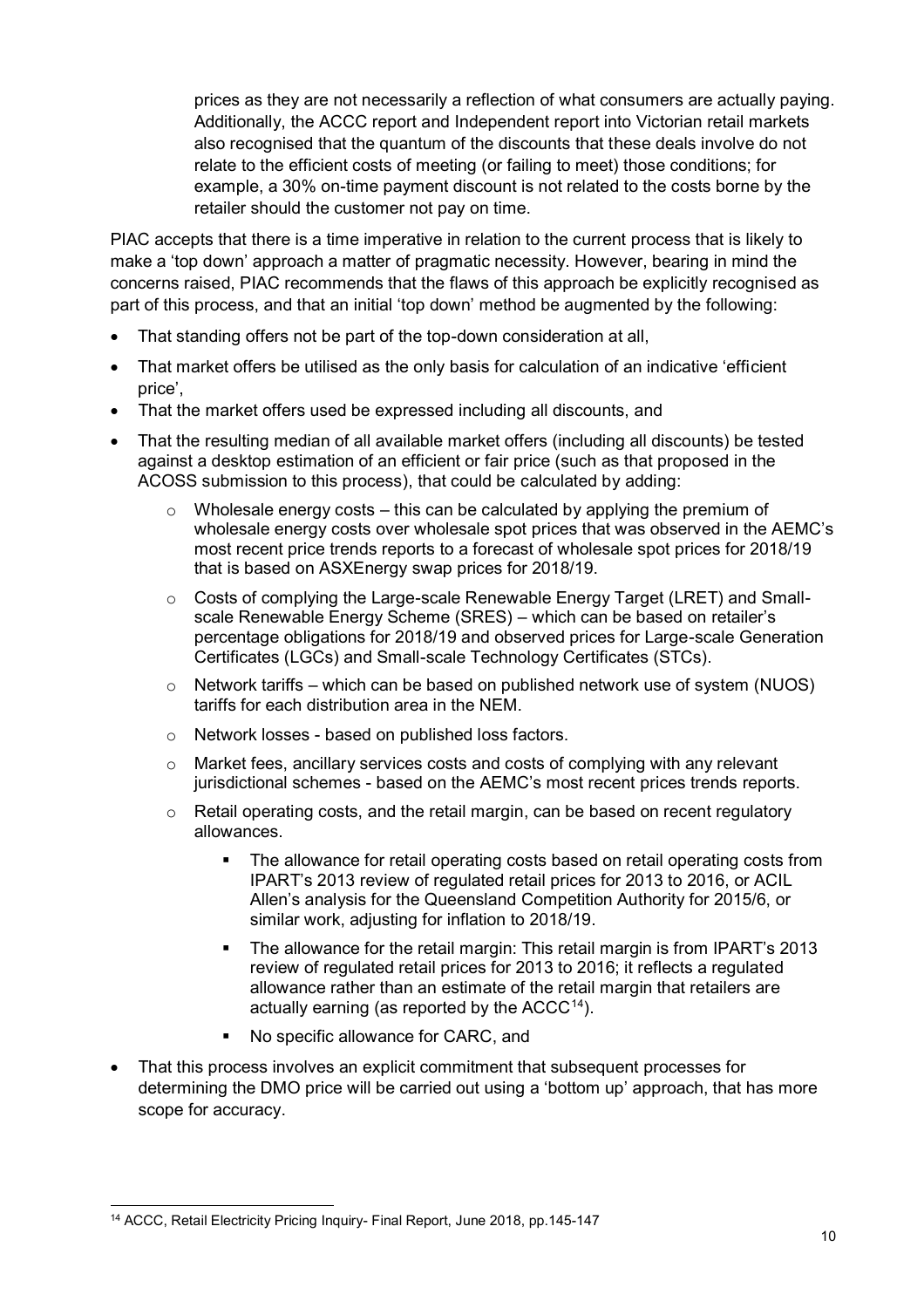prices as they are not necessarily a reflection of what consumers are actually paying. Additionally, the ACCC report and Independent report into Victorian retail markets also recognised that the quantum of the discounts that these deals involve do not relate to the efficient costs of meeting (or failing to meet) those conditions; for example, a 30% on-time payment discount is not related to the costs borne by the retailer should the customer not pay on time.

PIAC accepts that there is a time imperative in relation to the current process that is likely to make a 'top down' approach a matter of pragmatic necessity. However, bearing in mind the concerns raised, PIAC recommends that the flaws of this approach be explicitly recognised as part of this process, and that an initial 'top down' method be augmented by the following:

- That standing offers not be part of the top-down consideration at all,
- That market offers be utilised as the only basis for calculation of an indicative 'efficient price',
- That the market offers used be expressed including all discounts, and
- That the resulting median of all available market offers (including all discounts) be tested against a desktop estimation of an efficient or fair price (such as that proposed in the ACOSS submission to this process), that could be calculated by adding:
  - Wholesale energy costs – this can be calculated by applying the premium of wholesale energy costs over wholesale spot prices that was observed in the AEMC's most recent price trends reports to a forecast of wholesale spot prices for 2018/19 that is based on ASXEnergy swap prices for 2018/19.
  - Costs of complying the Large-scale Renewable Energy Target (LRET) and Small-scale Renewable Energy Scheme (SRES) – which can be based on retailer's percentage obligations for 2018/19 and observed prices for Large-scale Generation Certificates (LGCs) and Small-scale Technology Certificates (STCs).
  - Network tariffs – which can be based on published network use of system (NUOS) tariffs for each distribution area in the NEM.
  - Network losses - based on published loss factors.
  - Market fees, ancillary services costs and costs of complying with any relevant jurisdictional schemes - based on the AEMC's most recent prices trends reports.
  - Retail operating costs, and the retail margin, can be based on recent regulatory allowances.
    - The allowance for retail operating costs based on retail operating costs from IPART's 2013 review of regulated retail prices for 2013 to 2016, or ACIL Allen's analysis for the Queensland Competition Authority for 2015/6, or similar work, adjusting for inflation to 2018/19.
    - The allowance for the retail margin: This retail margin is from IPART's 2013 review of regulated retail prices for 2013 to 2016; it reflects a regulated allowance rather than an estimate of the retail margin that retailers are actually earning (as reported by the ACCC[14]).
    - No specific allowance for CARC, and
- That this process involves an explicit commitment that subsequent processes for determining the DMO price will be carried out using a 'bottom up' approach, that has more scope for accuracy.

[14] ACCC, Retail Electricity Pricing Inquiry- Final Report, June 2018, pp.145-147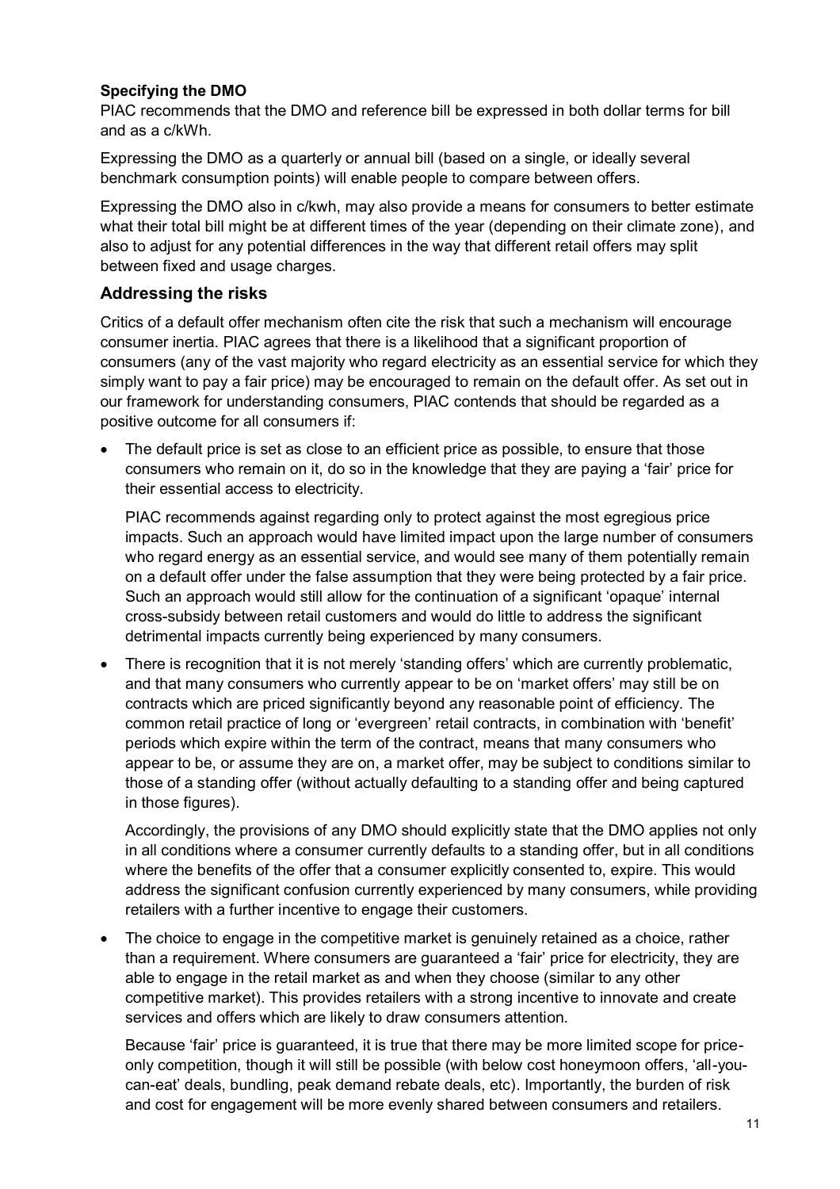**Specifying the DMO**

PIAC recommends that the DMO and reference bill be expressed in both dollar terms for bill and as a c/kWh.

Expressing the DMO as a quarterly or annual bill (based on a single, or ideally several benchmark consumption points) will enable people to compare between offers.

Expressing the DMO also in c/kwh, may also provide a means for consumers to better estimate what their total bill might be at different times of the year (depending on their climate zone), and also to adjust for any potential differences in the way that different retail offers may split between fixed and usage charges.

## Addressing the risks

Critics of a default offer mechanism often cite the risk that such a mechanism will encourage consumer inertia. PIAC agrees that there is a likelihood that a significant proportion of consumers (any of the vast majority who regard electricity as an essential service for which they simply want to pay a fair price) may be encouraged to remain on the default offer. As set out in our framework for understanding consumers, PIAC contends that should be regarded as a positive outcome for all consumers if:

- The default price is set as close to an efficient price as possible, to ensure that those consumers who remain on it, do so in the knowledge that they are paying a 'fair' price for their essential access to electricity.

  PIAC recommends against regarding only to protect against the most egregious price impacts. Such an approach would have limited impact upon the large number of consumers who regard energy as an essential service, and would see many of them potentially remain on a default offer under the false assumption that they were being protected by a fair price. Such an approach would still allow for the continuation of a significant 'opaque' internal cross-subsidy between retail customers and would do little to address the significant detrimental impacts currently being experienced by many consumers.

- There is recognition that it is not merely 'standing offers' which are currently problematic, and that many consumers who currently appear to be on 'market offers' may still be on contracts which are priced significantly beyond any reasonable point of efficiency. The common retail practice of long or 'evergreen' retail contracts, in combination with 'benefit' periods which expire within the term of the contract, means that many consumers who appear to be, or assume they are on, a market offer, may be subject to conditions similar to those of a standing offer (without actually defaulting to a standing offer and being captured in those figures).

  Accordingly, the provisions of any DMO should explicitly state that the DMO applies not only in all conditions where a consumer currently defaults to a standing offer, but in all conditions where the benefits of the offer that a consumer explicitly consented to, expire. This would address the significant confusion currently experienced by many consumers, while providing retailers with a further incentive to engage their customers.

- The choice to engage in the competitive market is genuinely retained as a choice, rather than a requirement. Where consumers are guaranteed a 'fair' price for electricity, they are able to engage in the retail market as and when they choose (similar to any other competitive market). This provides retailers with a strong incentive to innovate and create services and offers which are likely to draw consumers attention.

  Because 'fair' price is guaranteed, it is true that there may be more limited scope for price-only competition, though it will still be possible (with below cost honeymoon offers, 'all-you-can-eat' deals, bundling, peak demand rebate deals, etc). Importantly, the burden of risk and cost for engagement will be more evenly shared between consumers and retailers.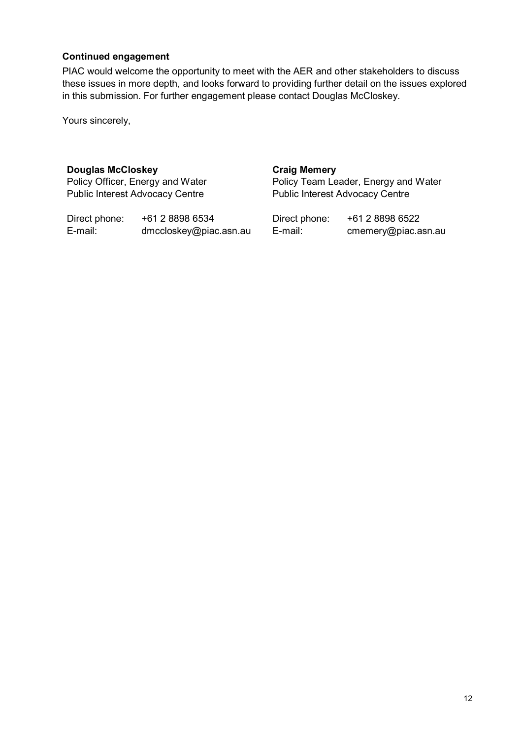**Continued engagement**

PIAC would welcome the opportunity to meet with the AER and other stakeholders to discuss these issues in more depth, and looks forward to providing further detail on the issues explored in this submission. For further engagement please contact Douglas McCloskey.

Yours sincerely,

**Douglas McCloskey**
Policy Officer, Energy and Water
Public Interest Advocacy Centre

Direct phone: +61 2 8898 6534
E-mail: dmccloskey@piac.asn.au

**Craig Memery**
Policy Team Leader, Energy and Water
Public Interest Advocacy Centre

Direct phone: +61 2 8898 6522
E-mail: cmemery@piac.asn.au